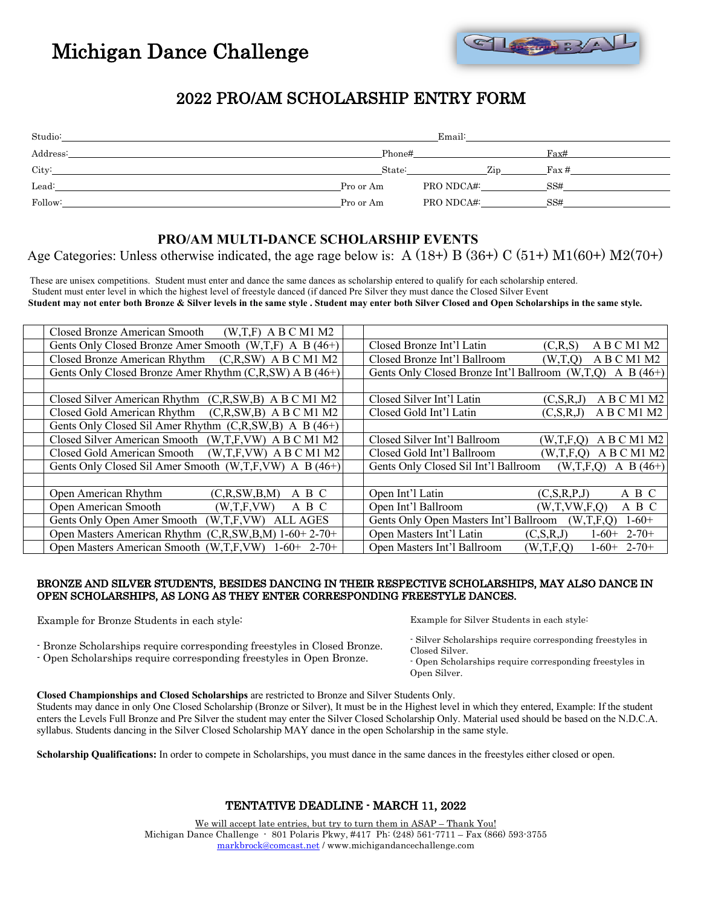# Michigan Dance Challenge

## 2022 PRO/AM SCHOLARSHIP ENTRY FORM

Studio: ______________________ Email: ______________________

Address: ______________________ Phone# ______________ Fax# ______________

City: ______________________ State: ________ Zip ________ Fax # ______________

Lead: ______________________ Pro or Am PRO NDCA#: ______________ SS# ______________

Follow: ______________________ Pro or Am PRO NDCA#: ______________ SS# ______________

### PRO/AM MULTI-DANCE SCHOLARSHIP EVENTS

Age Categories: Unless otherwise indicated, the age rage below is: A (18+) B (36+) C (51+) M1(60+) M2(70+)

These are unisex competitions. Student must enter and dance the same dances as scholarship entered to qualify for each scholarship entered.
Student must enter level in which the highest level of freestyle danced (if danced Pre Silver they must dance the Closed Silver Event
**Student may not enter both Bronze & Silver levels in the same style . Student may enter both Silver Closed and Open Scholarships in the same style.**

| | | | |
|---|---|---|---|
| | Closed Bronze American Smooth (W,T,F) A B C M1 M2 | | |
| | Gents Only Closed Bronze Amer Smooth (W,T,F) A B (46+) | | Closed Bronze Int'l Latin (C,R,S) A B C M1 M2 |
| | Closed Bronze American Rhythm (C,R,SW) A B C M1 M2 | | Closed Bronze Int'l Ballroom (W,T,Q) A B C M1 M2 |
| | Gents Only Closed Bronze Amer Rhythm (C,R,SW) A B (46+) | | Gents Only Closed Bronze Int'l Ballroom (W,T,Q) A B (46+) |
| | | | |
| | Closed Silver American Rhythm (C,R,SW,B) A B C M1 M2 | | Closed Silver Int'l Latin (C,S,R,J) A B C M1 M2 |
| | Closed Gold American Rhythm (C,R,SW,B) A B C M1 M2 | | Closed Gold Int'l Latin (C,S,R,J) A B C M1 M2 |
| | Gents Only Closed Sil Amer Rhythm (C,R,SW,B) A B (46+) | | |
| | Closed Silver American Smooth (W,T,F,VW) A B C M1 M2 | | Closed Silver Int'l Ballroom (W,T,F,Q) A B C M1 M2 |
| | Closed Gold American Smooth (W,T,F,VW) A B C M1 M2 | | Closed Gold Int'l Ballroom (W,T,F,Q) A B C M1 M2 |
| | Gents Only Closed Sil Amer Smooth (W,T,F,VW) A B (46+) | | Gents Only Closed Sil Int'l Ballroom (W,T,F,Q) A B (46+) |
| | | | |
| | Open American Rhythm (C,R,SW,B,M) A B C | | Open Int'l Latin (C,S,R,P,J) A B C |
| | Open American Smooth (W,T,F,VW) A B C | | Open Int'l Ballroom (W,T,VW,F,Q) A B C |
| | Gents Only Open Amer Smooth (W,T,F,VW) ALL AGES | | Gents Only Open Masters Int'l Ballroom (W,T,F,Q) 1-60+ |
| | Open Masters American Rhythm (C,R,SW,B,M) 1-60+ 2-70+ | | Open Masters Int'l Latin (C,S,R,J) 1-60+ 2-70+ |
| | Open Masters American Smooth (W,T,F,VW) 1-60+ 2-70+ | | Open Masters Int'l Ballroom (W,T,F,Q) 1-60+ 2-70+ |

**BRONZE AND SILVER STUDENTS, BESIDES DANCING IN THEIR RESPECTIVE SCHOLARSHIPS, MAY ALSO DANCE IN OPEN SCHOLARSHIPS, AS LONG AS THEY ENTER CORRESPONDING FREESTYLE DANCES.**

Example for Bronze Students in each style:

- Bronze Scholarships require corresponding freestyles in Closed Bronze.
- Open Scholarships require corresponding freestyles in Open Bronze.

Example for Silver Students in each style:

- Silver Scholarships require corresponding freestyles in Closed Silver.
- Open Scholarships require corresponding freestyles in Open Silver.

**Closed Championships and Closed Scholarships** are restricted to Bronze and Silver Students Only.
Students may dance in only One Closed Scholarship (Bronze or Silver), It must be in the Highest level in which they entered, Example: If the student enters the Levels Full Bronze and Pre Silver the student may enter the Silver Closed Scholarship Only. Material used should be based on the N.D.C.A. syllabus. Students dancing in the Silver Closed Scholarship MAY dance in the open Scholarship in the same style.

**Scholarship Qualifications:** In order to compete in Scholarships, you must dance in the same dances in the freestyles either closed or open.

### TENTATIVE DEADLINE - MARCH 11, 2022

We will accept late entries, but try to turn them in ASAP – Thank You!
Michigan Dance Challenge - 801 Polaris Pkwy, #417 Ph: (248) 561-7711 – Fax (866) 593-3755
markbrock@comcast.net / www.michigandancechallenge.com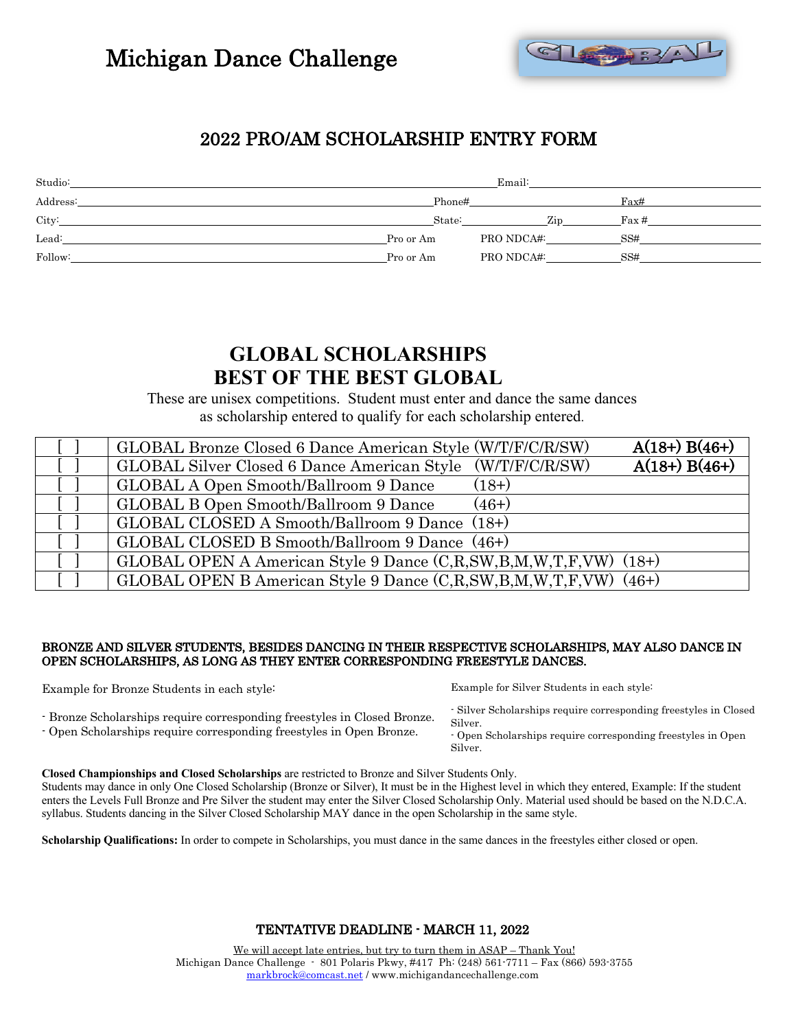# Michigan Dance Challenge

## 2022 PRO/AM SCHOLARSHIP ENTRY FORM

Studio:_______________________________________________ Email:_______________________

Address:______________________________________ Phone#_________________ Fax#______________

City:_________________________________________ State:_________ Zip_________ Fax #______________

Lead:_________________________________________ Pro or Am PRO NDCA#:___________ SS#______________

Follow:_______________________________________ Pro or Am PRO NDCA#:___________ SS#______________

## GLOBAL SCHOLARSHIPS
## BEST OF THE BEST GLOBAL

These are unisex competitions. Student must enter and dance the same dances as scholarship entered to qualify for each scholarship entered.

| | | |
|---|---|---|
| [ ] | GLOBAL Bronze Closed 6 Dance American Style (W/T/F/C/R/SW) | A(18+) B(46+) |
| [ ] | GLOBAL Silver Closed 6 Dance American Style (W/T/F/C/R/SW) | A(18+) B(46+) |
| [ ] | GLOBAL A Open Smooth/Ballroom 9 Dance (18+) | |
| [ ] | GLOBAL B Open Smooth/Ballroom 9 Dance (46+) | |
| [ ] | GLOBAL CLOSED A Smooth/Ballroom 9 Dance (18+) | |
| [ ] | GLOBAL CLOSED B Smooth/Ballroom 9 Dance (46+) | |
| [ ] | GLOBAL OPEN A American Style 9 Dance (C,R,SW,B,M,W,T,F,VW) (18+) | |
| [ ] | GLOBAL OPEN B American Style 9 Dance (C,R,SW,B,M,W,T,F,VW) (46+) | |

**BRONZE AND SILVER STUDENTS, BESIDES DANCING IN THEIR RESPECTIVE SCHOLARSHIPS, MAY ALSO DANCE IN OPEN SCHOLARSHIPS, AS LONG AS THEY ENTER CORRESPONDING FREESTYLE DANCES.**

Example for Bronze Students in each style:

- Bronze Scholarships require corresponding freestyles in Closed Bronze.
- Open Scholarships require corresponding freestyles in Open Bronze.

Example for Silver Students in each style:

- Silver Scholarships require corresponding freestyles in Closed Silver.
- Open Scholarships require corresponding freestyles in Open Silver.

**Closed Championships and Closed Scholarships** are restricted to Bronze and Silver Students Only.
Students may dance in only One Closed Scholarship (Bronze or Silver), It must be in the Highest level in which they entered, Example: If the student enters the Levels Full Bronze and Pre Silver the student may enter the Silver Closed Scholarship Only. Material used should be based on the N.D.C.A. syllabus. Students dancing in the Silver Closed Scholarship MAY dance in the open Scholarship in the same style.

**Scholarship Qualifications:** In order to compete in Scholarships, you must dance in the same dances in the freestyles either closed or open.

**TENTATIVE DEADLINE - MARCH 11, 2022**

We will accept late entries, but try to turn them in ASAP – Thank You!
Michigan Dance Challenge - 801 Polaris Pkwy, #417 Ph: (248) 561-7711 – Fax (866) 593-3755
markbrock@comcast.net / www.michigandancechallenge.com